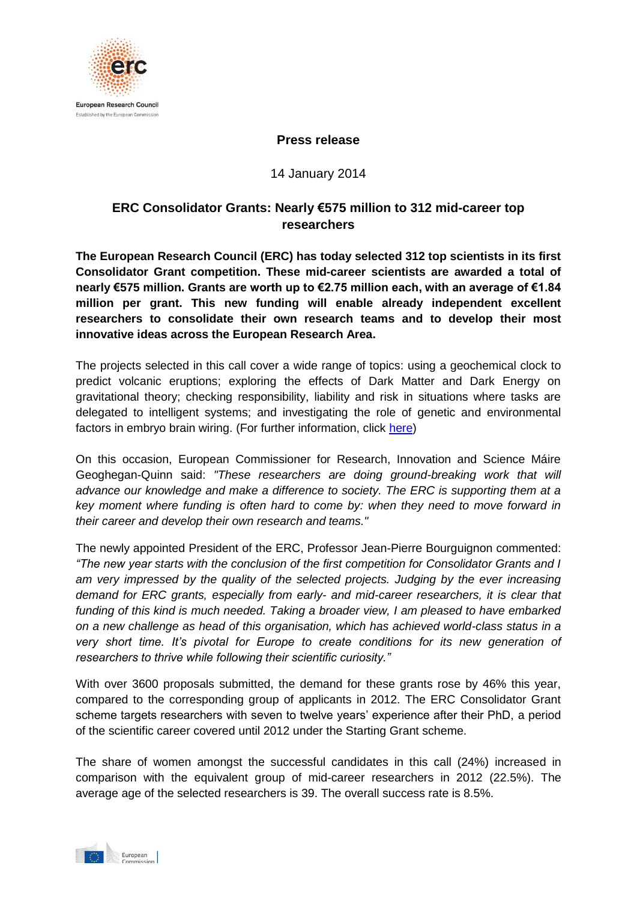**Press release**

14 January 2014

## ERC Consolidator Grants: Nearly €575 million to 312 mid-career top researchers

**The European Research Council (ERC) has today selected 312 top scientists in its first Consolidator Grant competition. These mid-career scientists are awarded a total of nearly €575 million. Grants are worth up to €2.75 million each, with an average of €1.84 million per grant. This new funding will enable already independent excellent researchers to consolidate their own research teams and to develop their most innovative ideas across the European Research Area.**

The projects selected in this call cover a wide range of topics: using a geochemical clock to predict volcanic eruptions; exploring the effects of Dark Matter and Dark Energy on gravitational theory; checking responsibility, liability and risk in situations where tasks are delegated to intelligent systems; and investigating the role of genetic and environmental factors in embryo brain wiring. (For further information, click here)

On this occasion, European Commissioner for Research, Innovation and Science Máire Geoghegan-Quinn said: *"These researchers are doing ground-breaking work that will advance our knowledge and make a difference to society. The ERC is supporting them at a key moment where funding is often hard to come by: when they need to move forward in their career and develop their own research and teams."*

The newly appointed President of the ERC, Professor Jean-Pierre Bourguignon commented: *"The new year starts with the conclusion of the first competition for Consolidator Grants and I am very impressed by the quality of the selected projects. Judging by the ever increasing demand for ERC grants, especially from early- and mid-career researchers, it is clear that funding of this kind is much needed. Taking a broader view, I am pleased to have embarked on a new challenge as head of this organisation, which has achieved world-class status in a very short time. It's pivotal for Europe to create conditions for its new generation of researchers to thrive while following their scientific curiosity."*

With over 3600 proposals submitted, the demand for these grants rose by 46% this year, compared to the corresponding group of applicants in 2012. The ERC Consolidator Grant scheme targets researchers with seven to twelve years' experience after their PhD, a period of the scientific career covered until 2012 under the Starting Grant scheme.

The share of women amongst the successful candidates in this call (24%) increased in comparison with the equivalent group of mid-career researchers in 2012 (22.5%). The average age of the selected researchers is 39. The overall success rate is 8.5%.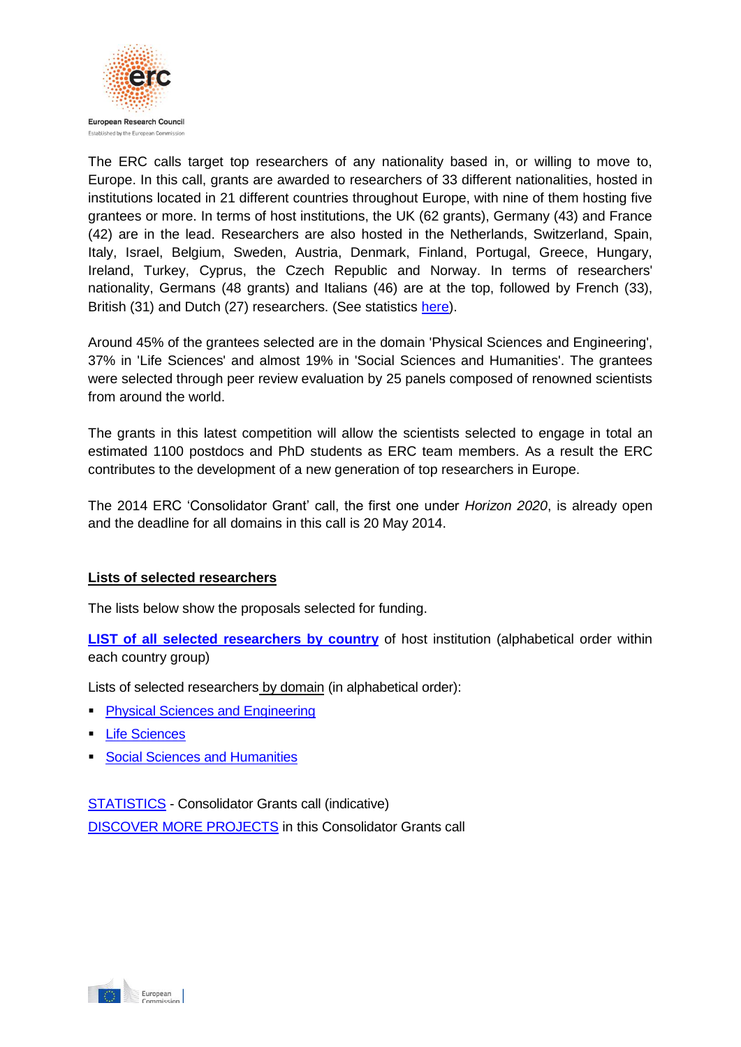The ERC calls target top researchers of any nationality based in, or willing to move to, Europe. In this call, grants are awarded to researchers of 33 different nationalities, hosted in institutions located in 21 different countries throughout Europe, with nine of them hosting five grantees or more. In terms of host institutions, the UK (62 grants), Germany (43) and France (42) are in the lead. Researchers are also hosted in the Netherlands, Switzerland, Spain, Italy, Israel, Belgium, Sweden, Austria, Denmark, Finland, Portugal, Greece, Hungary, Ireland, Turkey, Cyprus, the Czech Republic and Norway. In terms of researchers' nationality, Germans (48 grants) and Italians (46) are at the top, followed by French (33), British (31) and Dutch (27) researchers. (See statistics here).

Around 45% of the grantees selected are in the domain 'Physical Sciences and Engineering', 37% in 'Life Sciences' and almost 19% in 'Social Sciences and Humanities'. The grantees were selected through peer review evaluation by 25 panels composed of renowned scientists from around the world.

The grants in this latest competition will allow the scientists selected to engage in total an estimated 1100 postdocs and PhD students as ERC team members. As a result the ERC contributes to the development of a new generation of top researchers in Europe.

The 2014 ERC 'Consolidator Grant' call, the first one under *Horizon 2020*, is already open and the deadline for all domains in this call is 20 May 2014.

## Lists of selected researchers

The lists below show the proposals selected for funding.

**LIST of all selected researchers by country** of host institution (alphabetical order within each country group)

Lists of selected researchers by domain (in alphabetical order):

- Physical Sciences and Engineering
- Life Sciences
- Social Sciences and Humanities

STATISTICS - Consolidator Grants call (indicative)

DISCOVER MORE PROJECTS in this Consolidator Grants call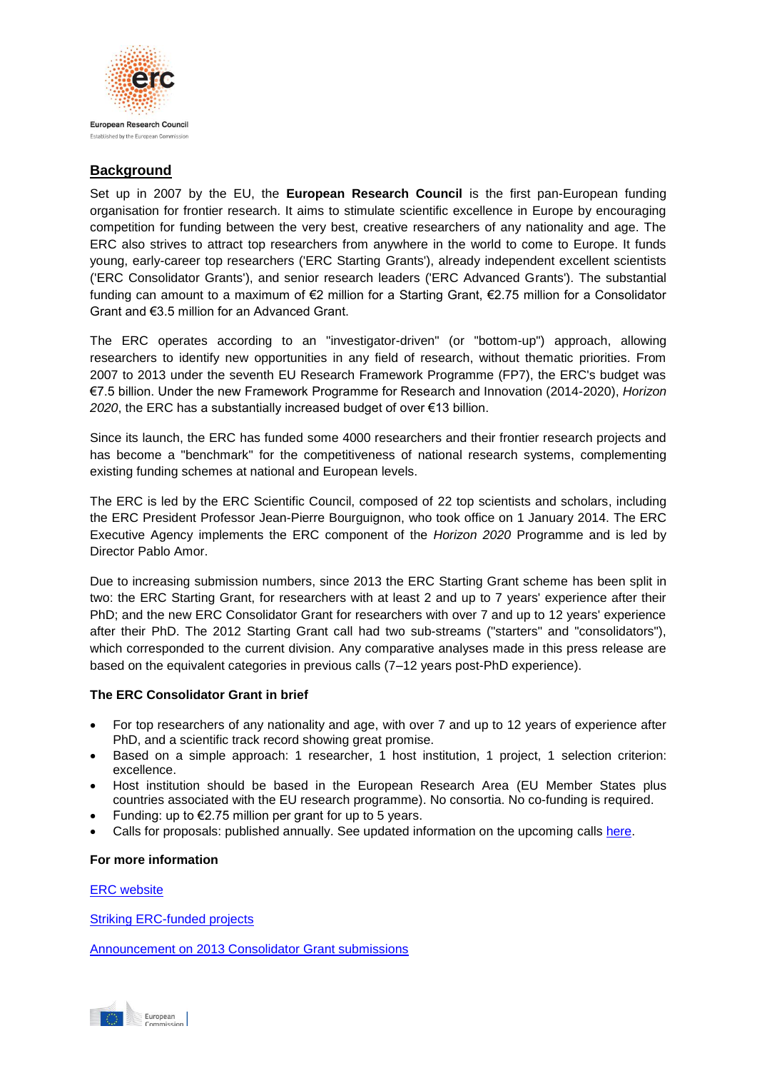## Background

Set up in 2007 by the EU, the **European Research Council** is the first pan-European funding organisation for frontier research. It aims to stimulate scientific excellence in Europe by encouraging competition for funding between the very best, creative researchers of any nationality and age. The ERC also strives to attract top researchers from anywhere in the world to come to Europe. It funds young, early-career top researchers ('ERC Starting Grants'), already independent excellent scientists ('ERC Consolidator Grants'), and senior research leaders ('ERC Advanced Grants'). The substantial funding can amount to a maximum of €2 million for a Starting Grant, €2.75 million for a Consolidator Grant and €3.5 million for an Advanced Grant.

The ERC operates according to an "investigator-driven" (or "bottom-up") approach, allowing researchers to identify new opportunities in any field of research, without thematic priorities. From 2007 to 2013 under the seventh EU Research Framework Programme (FP7), the ERC's budget was €7.5 billion. Under the new Framework Programme for Research and Innovation (2014-2020), *Horizon 2020*, the ERC has a substantially increased budget of over €13 billion.

Since its launch, the ERC has funded some 4000 researchers and their frontier research projects and has become a "benchmark" for the competitiveness of national research systems, complementing existing funding schemes at national and European levels.

The ERC is led by the ERC Scientific Council, composed of 22 top scientists and scholars, including the ERC President Professor Jean-Pierre Bourguignon, who took office on 1 January 2014. The ERC Executive Agency implements the ERC component of the *Horizon 2020* Programme and is led by Director Pablo Amor.

Due to increasing submission numbers, since 2013 the ERC Starting Grant scheme has been split in two: the ERC Starting Grant, for researchers with at least 2 and up to 7 years' experience after their PhD; and the new ERC Consolidator Grant for researchers with over 7 and up to 12 years' experience after their PhD. The 2012 Starting Grant call had two sub-streams ("starters" and "consolidators"), which corresponded to the current division. Any comparative analyses made in this press release are based on the equivalent categories in previous calls (7–12 years post-PhD experience).

**The ERC Consolidator Grant in brief**

- For top researchers of any nationality and age, with over 7 and up to 12 years of experience after PhD, and a scientific track record showing great promise.
- Based on a simple approach: 1 researcher, 1 host institution, 1 project, 1 selection criterion: excellence.
- Host institution should be based in the European Research Area (EU Member States plus countries associated with the EU research programme). No consortia. No co-funding is required.
- Funding: up to €2.75 million per grant for up to 5 years.
- Calls for proposals: published annually. See updated information on the upcoming calls here.

**For more information**

ERC website

Striking ERC-funded projects

Announcement on 2013 Consolidator Grant submissions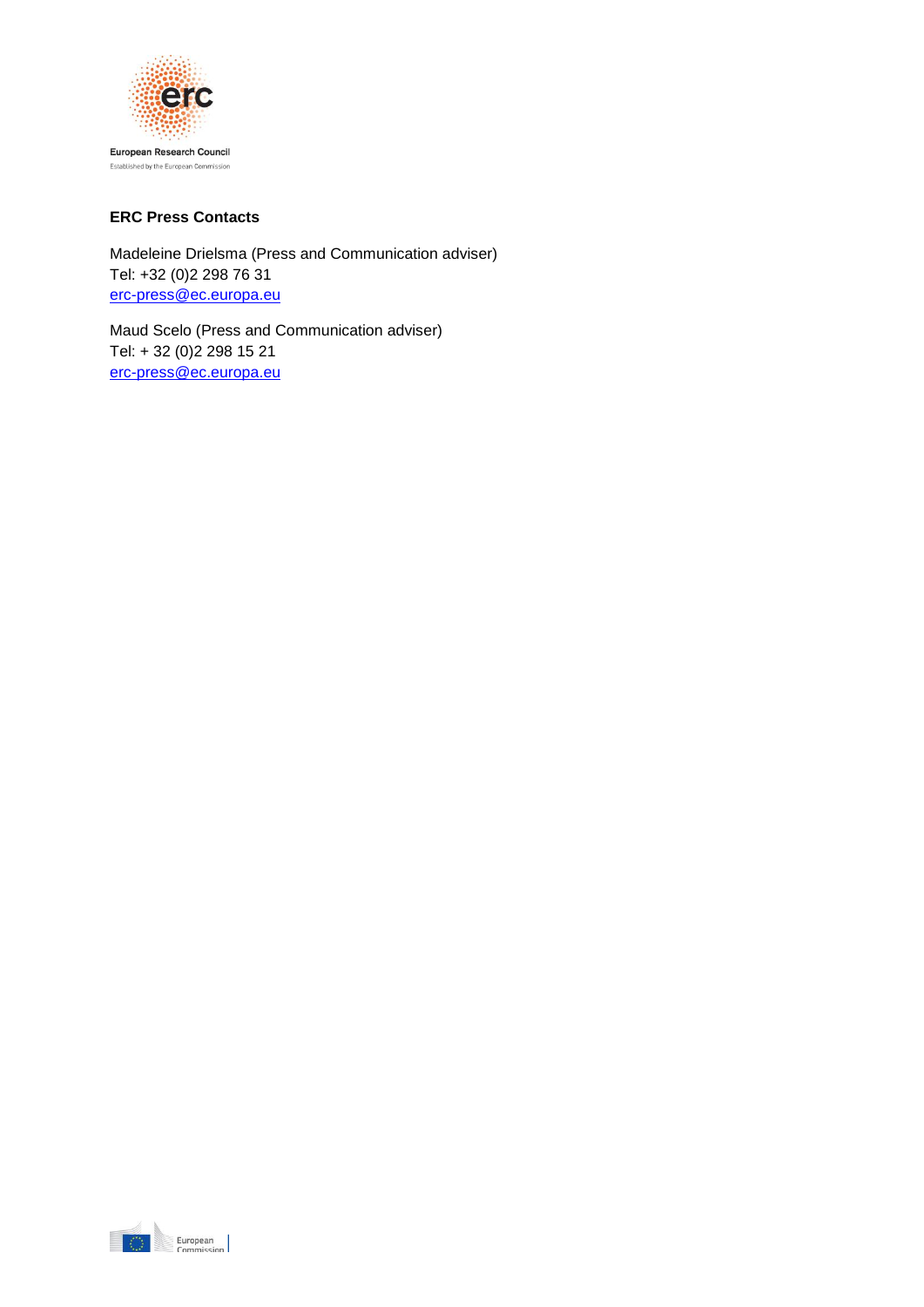European Research Council
Established by the European Commission

**ERC Press Contacts**

Madeleine Drielsma (Press and Communication adviser)
Tel: +32 (0)2 298 76 31
erc-press@ec.europa.eu

Maud Scelo (Press and Communication adviser)
Tel: + 32 (0)2 298 15 21
erc-press@ec.europa.eu